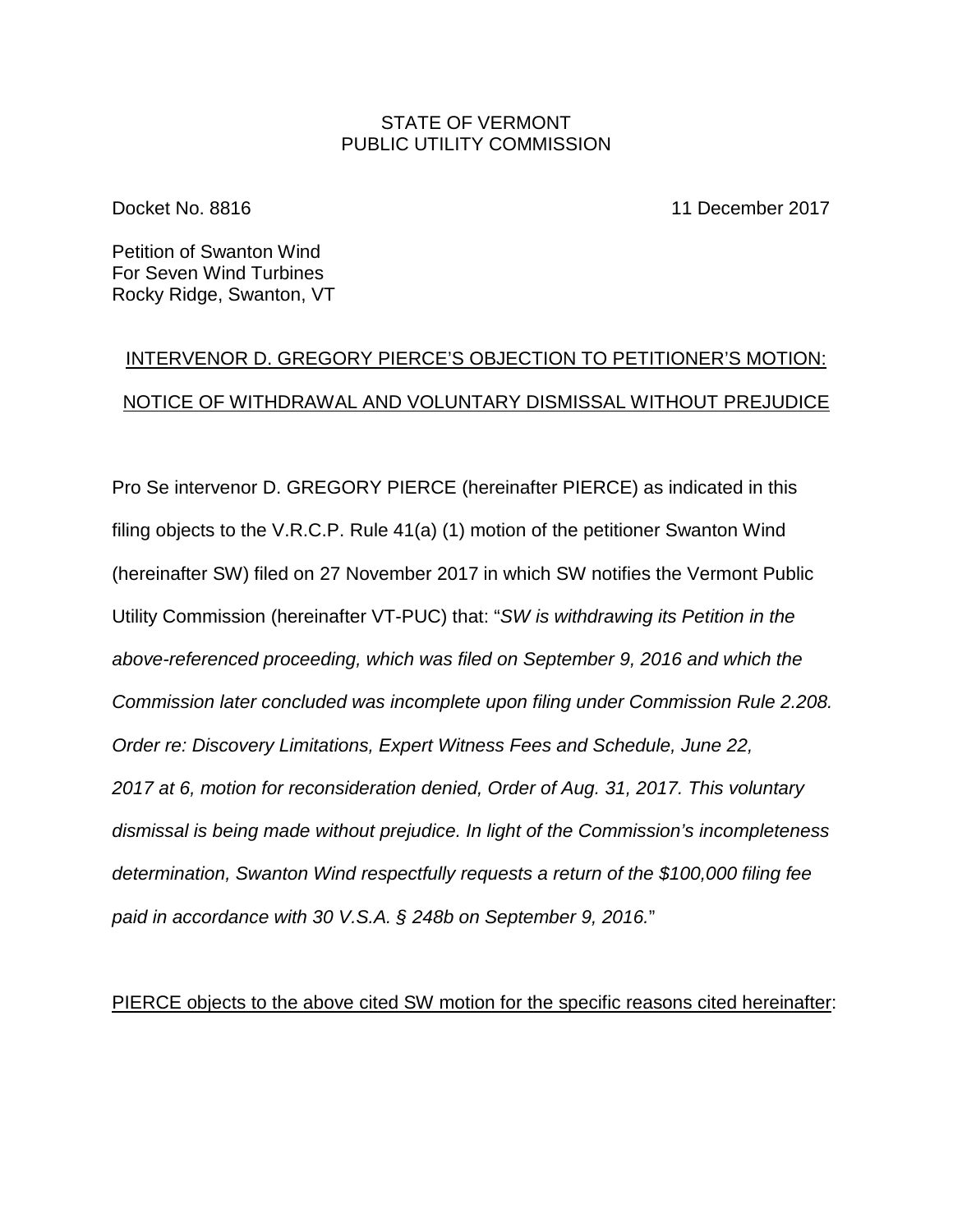STATE OF VERMONT
PUBLIC UTILITY COMMISSION

Docket No. 8816 11 December 2017

Petition of Swanton Wind
For Seven Wind Turbines
Rocky Ridge, Swanton, VT

<u>INTERVENOR D. GREGORY PIERCE'S OBJECTION TO PETITIONER'S MOTION:</u>

<u>NOTICE OF WITHDRAWAL AND VOLUNTARY DISMISSAL WITHOUT PREJUDICE</u>

Pro Se intervenor D. GREGORY PIERCE (hereinafter PIERCE) as indicated in this filing objects to the V.R.C.P. Rule 41(a) (1) motion of the petitioner Swanton Wind (hereinafter SW) filed on 27 November 2017 in which SW notifies the Vermont Public Utility Commission (hereinafter VT-PUC) that: "*SW is withdrawing its Petition in the above-referenced proceeding, which was filed on September 9, 2016 and which the Commission later concluded was incomplete upon filing under Commission Rule 2.208. Order re: Discovery Limitations, Expert Witness Fees and Schedule, June 22, 2017 at 6, motion for reconsideration denied, Order of Aug. 31, 2017. This voluntary dismissal is being made without prejudice. In light of the Commission's incompleteness determination, Swanton Wind respectfully requests a return of the $100,000 filing fee paid in accordance with 30 V.S.A. § 248b on September 9, 2016.*"

<u>PIERCE objects to the above cited SW motion for the specific reasons cited hereinafter</u>: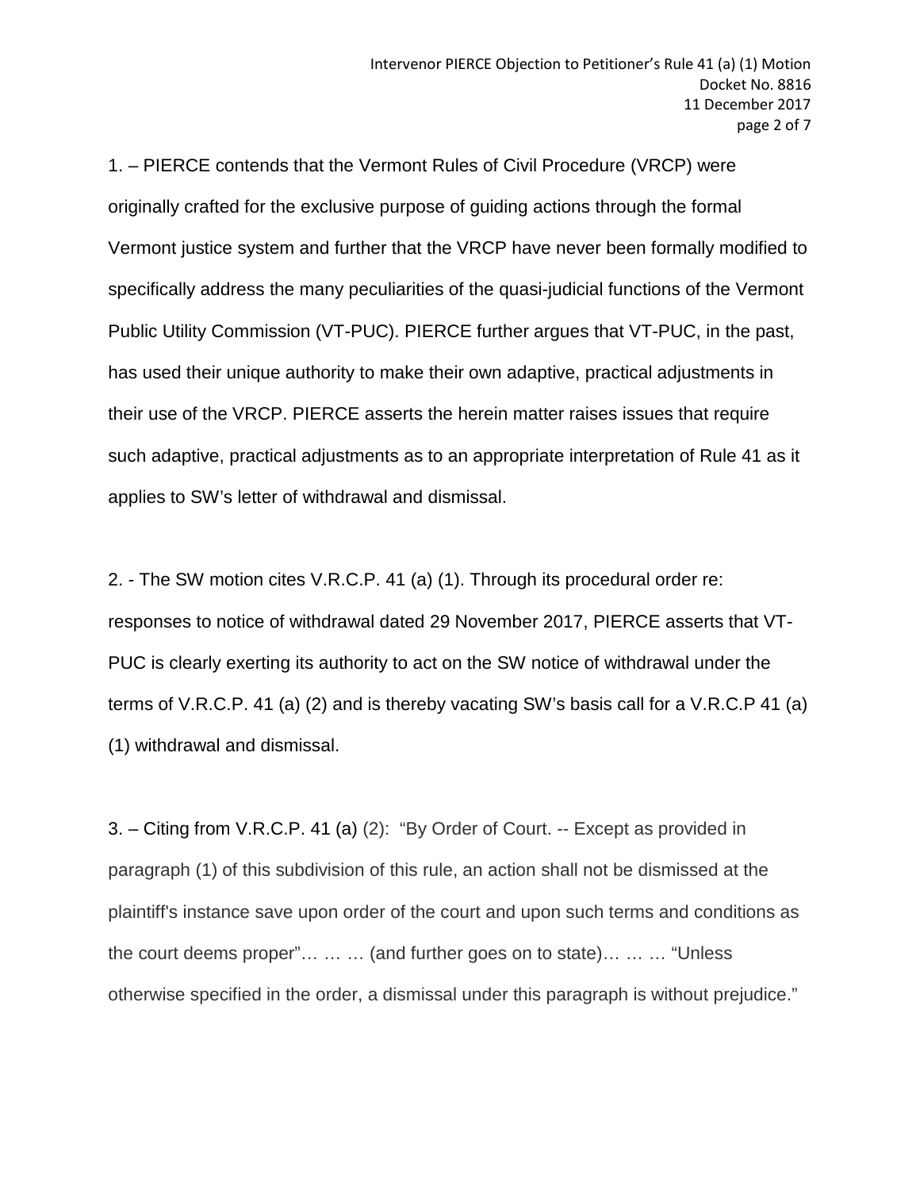1. – PIERCE contends that the Vermont Rules of Civil Procedure (VRCP) were originally crafted for the exclusive purpose of guiding actions through the formal Vermont justice system and further that the VRCP have never been formally modified to specifically address the many peculiarities of the quasi-judicial functions of the Vermont Public Utility Commission (VT-PUC). PIERCE further argues that VT-PUC, in the past, has used their unique authority to make their own adaptive, practical adjustments in their use of the VRCP. PIERCE asserts the herein matter raises issues that require such adaptive, practical adjustments as to an appropriate interpretation of Rule 41 as it applies to SW's letter of withdrawal and dismissal.

2. - The SW motion cites V.R.C.P. 41 (a) (1). Through its procedural order re: responses to notice of withdrawal dated 29 November 2017, PIERCE asserts that VT-PUC is clearly exerting its authority to act on the SW notice of withdrawal under the terms of V.R.C.P. 41 (a) (2) and is thereby vacating SW's basis call for a V.R.C.P 41 (a) (1) withdrawal and dismissal.

3. – Citing from V.R.C.P. 41 (a) (2): "By Order of Court. -- Except as provided in paragraph (1) of this subdivision of this rule, an action shall not be dismissed at the plaintiff's instance save upon order of the court and upon such terms and conditions as the court deems proper"… … … (and further goes on to state)… … … "Unless otherwise specified in the order, a dismissal under this paragraph is without prejudice."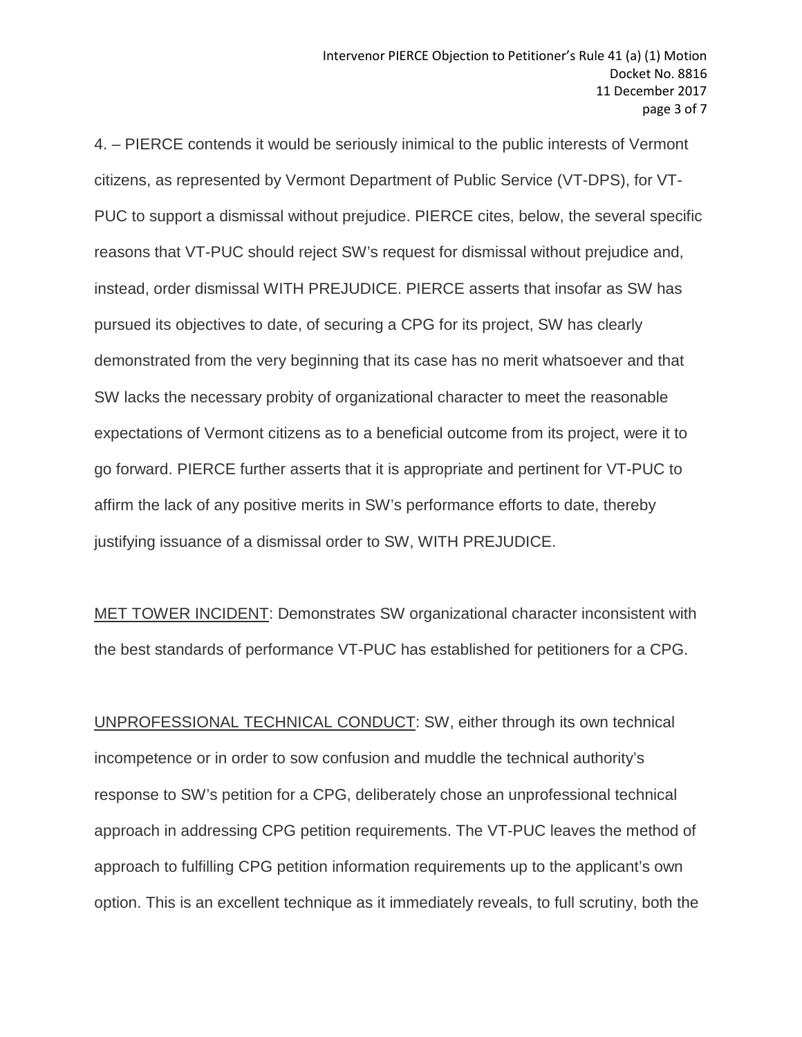4. – PIERCE contends it would be seriously inimical to the public interests of Vermont citizens, as represented by Vermont Department of Public Service (VT-DPS), for VT-PUC to support a dismissal without prejudice. PIERCE cites, below, the several specific reasons that VT-PUC should reject SW's request for dismissal without prejudice and, instead, order dismissal WITH PREJUDICE. PIERCE asserts that insofar as SW has pursued its objectives to date, of securing a CPG for its project, SW has clearly demonstrated from the very beginning that its case has no merit whatsoever and that SW lacks the necessary probity of organizational character to meet the reasonable expectations of Vermont citizens as to a beneficial outcome from its project, were it to go forward. PIERCE further asserts that it is appropriate and pertinent for VT-PUC to affirm the lack of any positive merits in SW's performance efforts to date, thereby justifying issuance of a dismissal order to SW, WITH PREJUDICE.

<u>MET TOWER INCIDENT</u>: Demonstrates SW organizational character inconsistent with the best standards of performance VT-PUC has established for petitioners for a CPG.

<u>UNPROFESSIONAL TECHNICAL CONDUCT</u>: SW, either through its own technical incompetence or in order to sow confusion and muddle the technical authority's response to SW's petition for a CPG, deliberately chose an unprofessional technical approach in addressing CPG petition requirements. The VT-PUC leaves the method of approach to fulfilling CPG petition information requirements up to the applicant's own option. This is an excellent technique as it immediately reveals, to full scrutiny, both the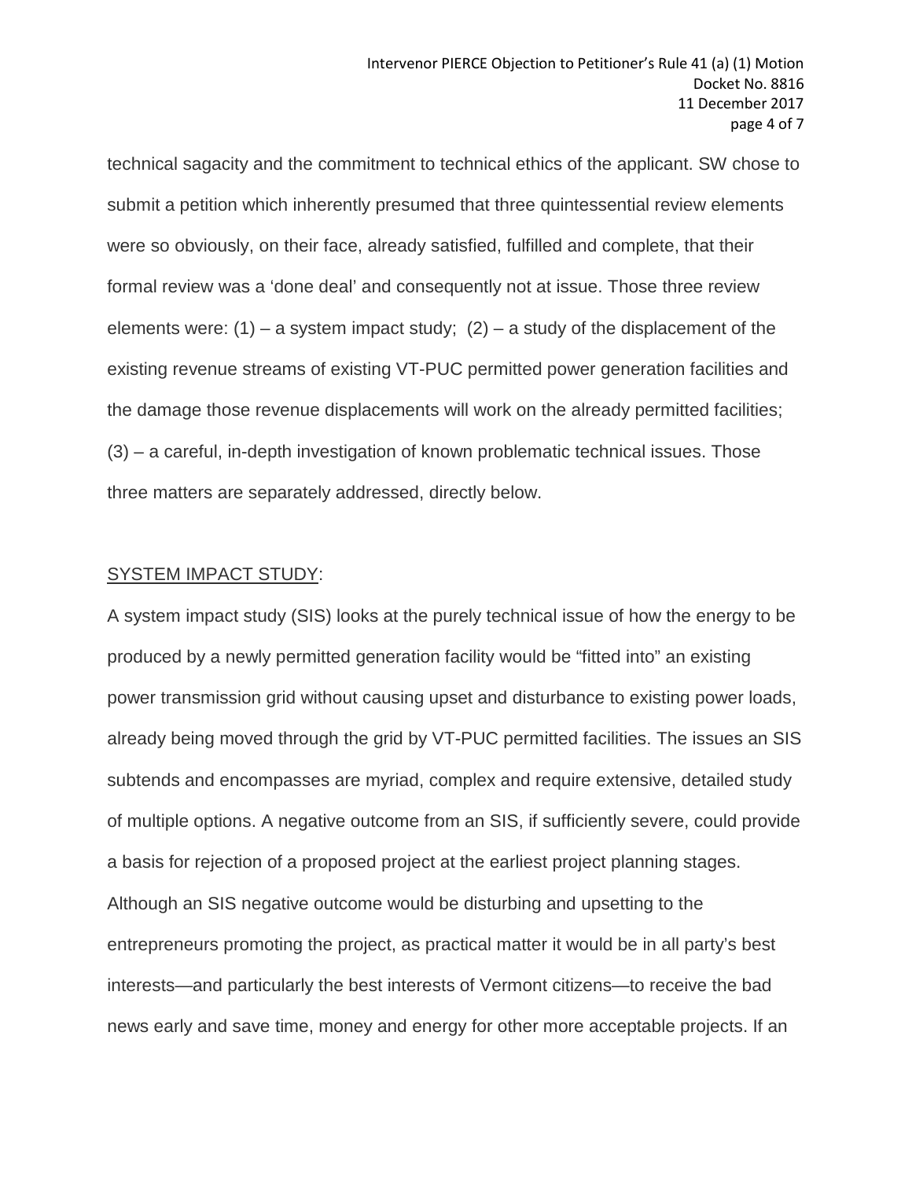technical sagacity and the commitment to technical ethics of the applicant. SW chose to submit a petition which inherently presumed that three quintessential review elements were so obviously, on their face, already satisfied, fulfilled and complete, that their formal review was a 'done deal' and consequently not at issue. Those three review elements were: (1) – a system impact study; (2) – a study of the displacement of the existing revenue streams of existing VT-PUC permitted power generation facilities and the damage those revenue displacements will work on the already permitted facilities; (3) – a careful, in-depth investigation of known problematic technical issues. Those three matters are separately addressed, directly below.

<u>SYSTEM IMPACT STUDY</u>:

A system impact study (SIS) looks at the purely technical issue of how the energy to be produced by a newly permitted generation facility would be "fitted into" an existing power transmission grid without causing upset and disturbance to existing power loads, already being moved through the grid by VT-PUC permitted facilities. The issues an SIS subtends and encompasses are myriad, complex and require extensive, detailed study of multiple options. A negative outcome from an SIS, if sufficiently severe, could provide a basis for rejection of a proposed project at the earliest project planning stages. Although an SIS negative outcome would be disturbing and upsetting to the entrepreneurs promoting the project, as practical matter it would be in all party's best interests—and particularly the best interests of Vermont citizens—to receive the bad news early and save time, money and energy for other more acceptable projects. If an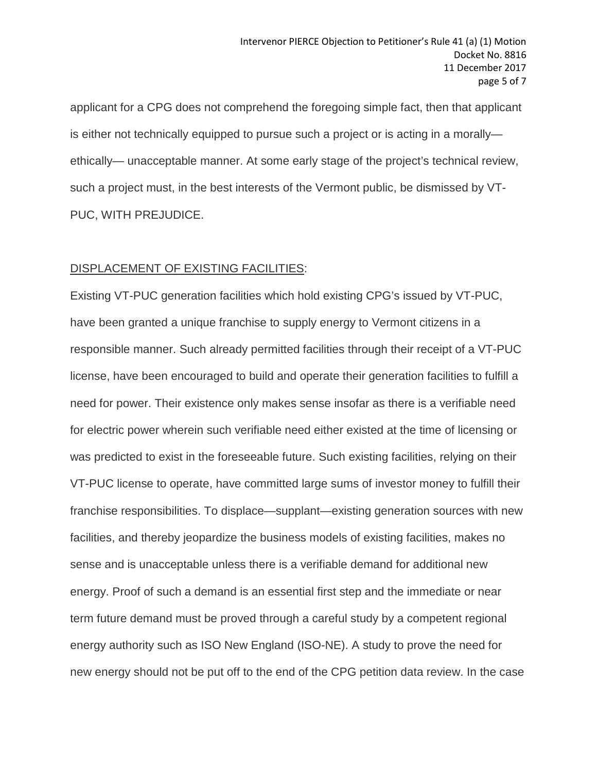applicant for a CPG does not comprehend the foregoing simple fact, then that applicant is either not technically equipped to pursue such a project or is acting in a morally—ethically— unacceptable manner. At some early stage of the project's technical review, such a project must, in the best interests of the Vermont public, be dismissed by VT-PUC, WITH PREJUDICE.

<u>DISPLACEMENT OF EXISTING FACILITIES</u>:

Existing VT-PUC generation facilities which hold existing CPG's issued by VT-PUC, have been granted a unique franchise to supply energy to Vermont citizens in a responsible manner. Such already permitted facilities through their receipt of a VT-PUC license, have been encouraged to build and operate their generation facilities to fulfill a need for power. Their existence only makes sense insofar as there is a verifiable need for electric power wherein such verifiable need either existed at the time of licensing or was predicted to exist in the foreseeable future. Such existing facilities, relying on their VT-PUC license to operate, have committed large sums of investor money to fulfill their franchise responsibilities. To displace—supplant—existing generation sources with new facilities, and thereby jeopardize the business models of existing facilities, makes no sense and is unacceptable unless there is a verifiable demand for additional new energy. Proof of such a demand is an essential first step and the immediate or near term future demand must be proved through a careful study by a competent regional energy authority such as ISO New England (ISO-NE). A study to prove the need for new energy should not be put off to the end of the CPG petition data review. In the case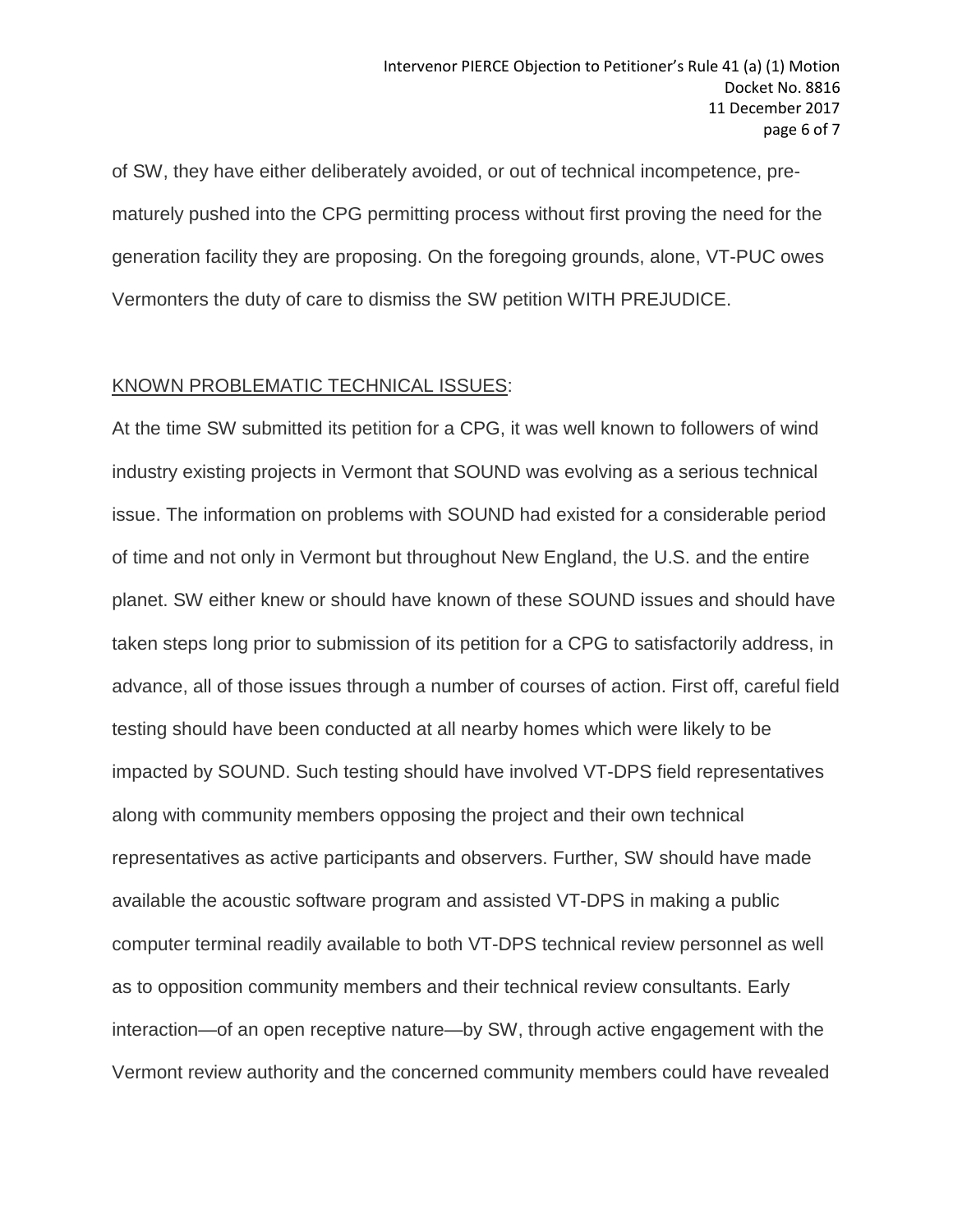of SW, they have either deliberately avoided, or out of technical incompetence, pre-maturely pushed into the CPG permitting process without first proving the need for the generation facility they are proposing. On the foregoing grounds, alone, VT-PUC owes Vermonters the duty of care to dismiss the SW petition WITH PREJUDICE.

<u>KNOWN PROBLEMATIC TECHNICAL ISSUES</u>:

At the time SW submitted its petition for a CPG, it was well known to followers of wind industry existing projects in Vermont that SOUND was evolving as a serious technical issue. The information on problems with SOUND had existed for a considerable period of time and not only in Vermont but throughout New England, the U.S. and the entire planet. SW either knew or should have known of these SOUND issues and should have taken steps long prior to submission of its petition for a CPG to satisfactorily address, in advance, all of those issues through a number of courses of action. First off, careful field testing should have been conducted at all nearby homes which were likely to be impacted by SOUND. Such testing should have involved VT-DPS field representatives along with community members opposing the project and their own technical representatives as active participants and observers. Further, SW should have made available the acoustic software program and assisted VT-DPS in making a public computer terminal readily available to both VT-DPS technical review personnel as well as to opposition community members and their technical review consultants. Early interaction—of an open receptive nature—by SW, through active engagement with the Vermont review authority and the concerned community members could have revealed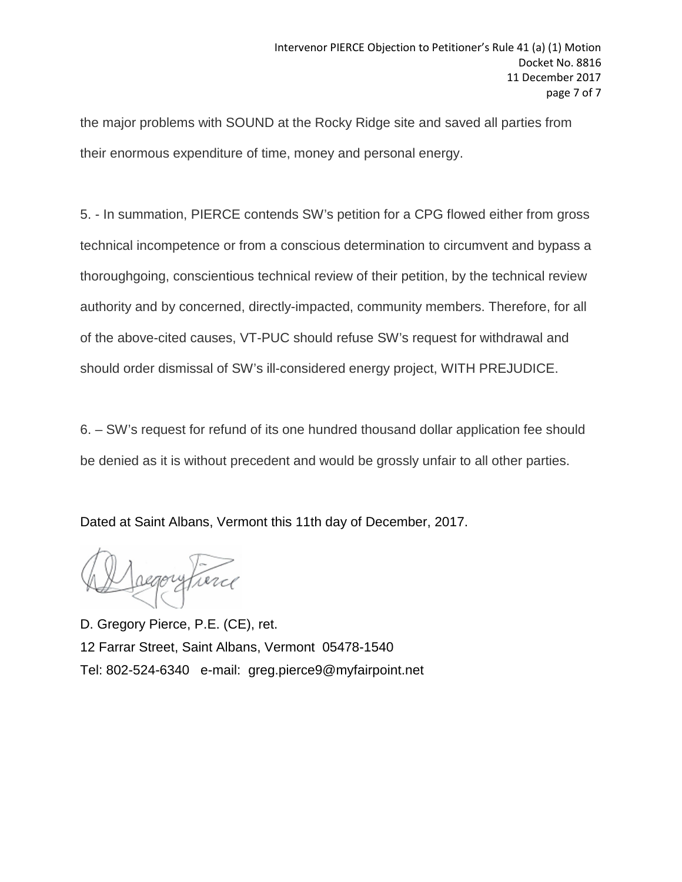the major problems with SOUND at the Rocky Ridge site and saved all parties from their enormous expenditure of time, money and personal energy.

5. - In summation, PIERCE contends SW's petition for a CPG flowed either from gross technical incompetence or from a conscious determination to circumvent and bypass a thoroughgoing, conscientious technical review of their petition, by the technical review authority and by concerned, directly-impacted, community members. Therefore, for all of the above-cited causes, VT-PUC should refuse SW's request for withdrawal and should order dismissal of SW's ill-considered energy project, WITH PREJUDICE.

6. – SW's request for refund of its one hundred thousand dollar application fee should be denied as it is without precedent and would be grossly unfair to all other parties.

Dated at Saint Albans, Vermont this 11th day of December, 2017.

D. Gregory Pierce, P.E. (CE), ret.
12 Farrar Street, Saint Albans, Vermont 05478-1540
Tel: 802-524-6340 e-mail: greg.pierce9@myfairpoint.net